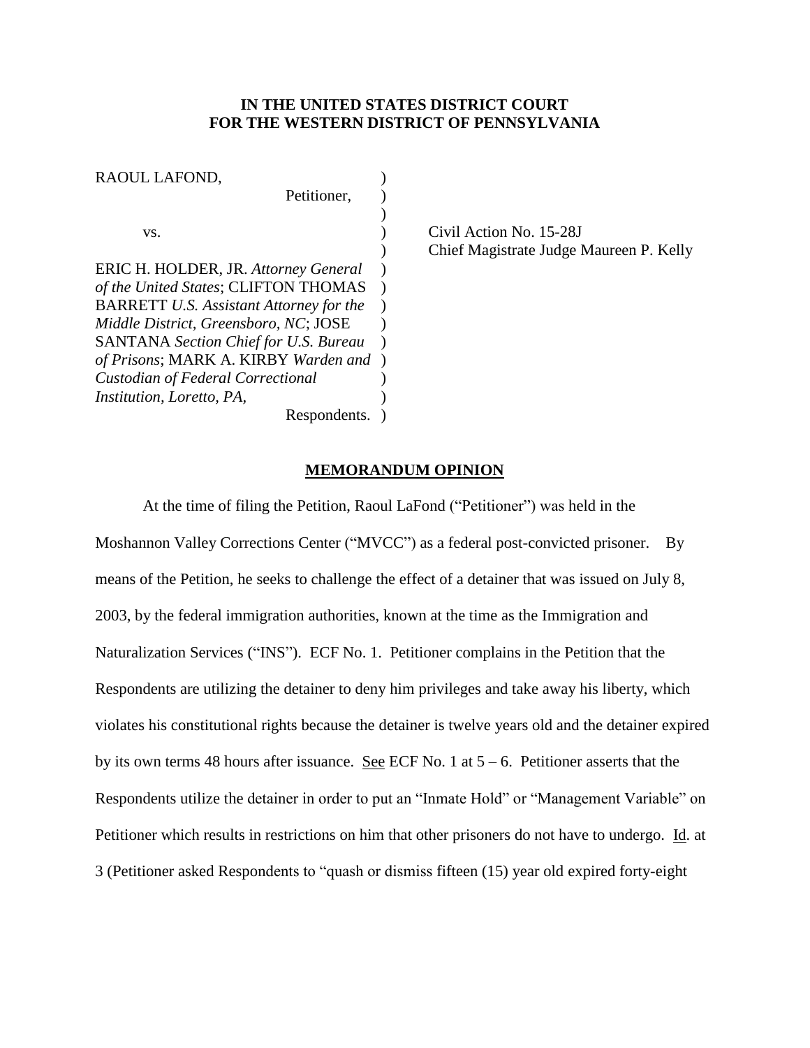**IN THE UNITED STATES DISTRICT COURT**
**FOR THE WESTERN DISTRICT OF PENNSYLVANIA**

RAOUL LAFOND,
Petitioner,

vs.

ERIC H. HOLDER, JR. *Attorney General of the United States*; CLIFTON THOMAS BARRETT *U.S. Assistant Attorney for the Middle District, Greensboro, NC*; JOSE SANTANA *Section Chief for U.S. Bureau of Prisons*; MARK A. KIRBY *Warden and Custodian of Federal Correctional Institution, Loretto, PA,*
Respondents.

Civil Action No. 15-28J
Chief Magistrate Judge Maureen P. Kelly

## MEMORANDUM OPINION

At the time of filing the Petition, Raoul LaFond ("Petitioner") was held in the Moshannon Valley Corrections Center ("MVCC") as a federal post-convicted prisoner. By means of the Petition, he seeks to challenge the effect of a detainer that was issued on July 8, 2003, by the federal immigration authorities, known at the time as the Immigration and Naturalization Services ("INS"). ECF No. 1. Petitioner complains in the Petition that the Respondents are utilizing the detainer to deny him privileges and take away his liberty, which violates his constitutional rights because the detainer is twelve years old and the detainer expired by its own terms 48 hours after issuance. See ECF No. 1 at 5 – 6. Petitioner asserts that the Respondents utilize the detainer in order to put an "Inmate Hold" or "Management Variable" on Petitioner which results in restrictions on him that other prisoners do not have to undergo. Id. at 3 (Petitioner asked Respondents to "quash or dismiss fifteen (15) year old expired forty-eight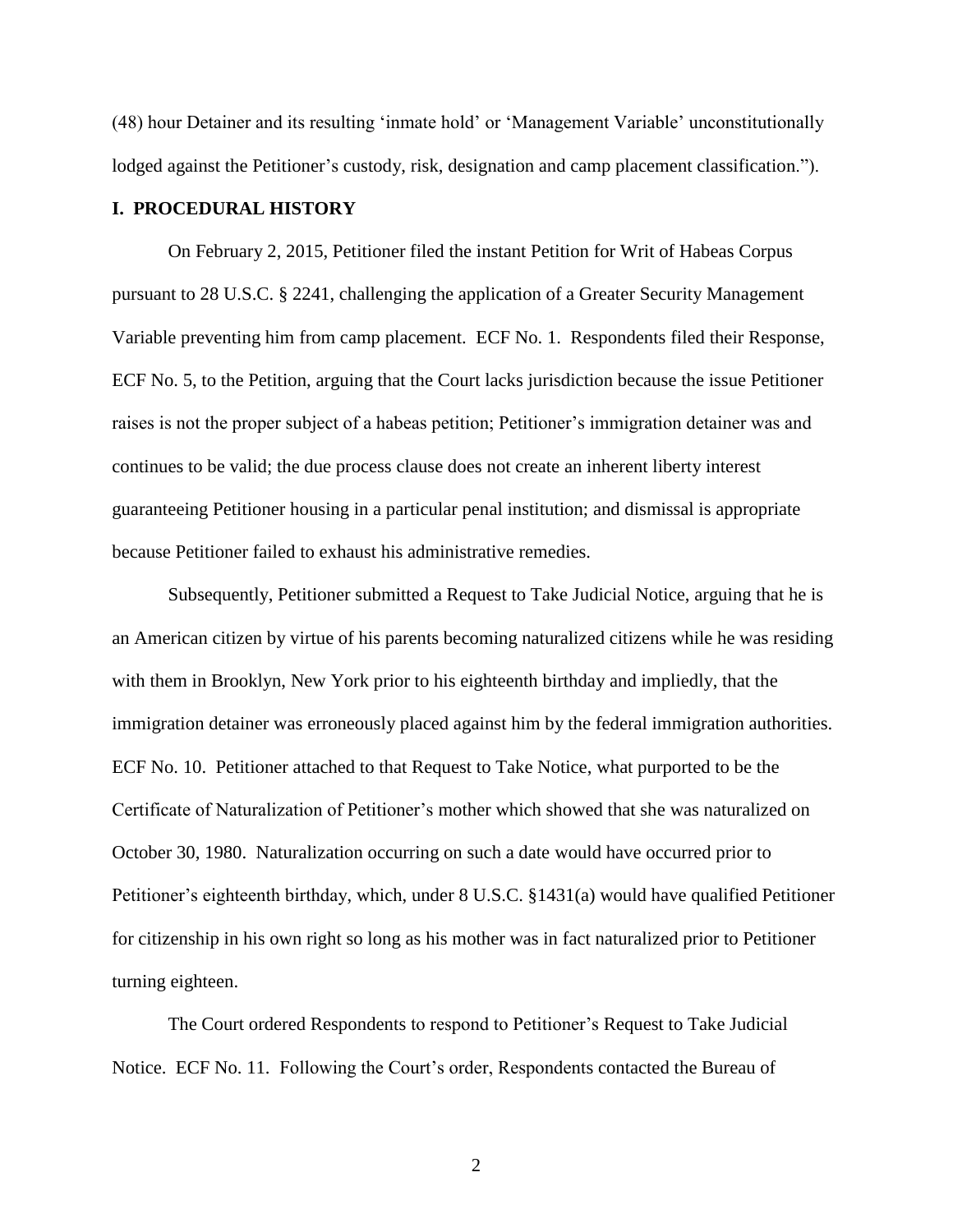(48) hour Detainer and its resulting 'inmate hold' or 'Management Variable' unconstitutionally lodged against the Petitioner's custody, risk, designation and camp placement classification.").

## I. PROCEDURAL HISTORY

On February 2, 2015, Petitioner filed the instant Petition for Writ of Habeas Corpus pursuant to 28 U.S.C. § 2241, challenging the application of a Greater Security Management Variable preventing him from camp placement. ECF No. 1. Respondents filed their Response, ECF No. 5, to the Petition, arguing that the Court lacks jurisdiction because the issue Petitioner raises is not the proper subject of a habeas petition; Petitioner's immigration detainer was and continues to be valid; the due process clause does not create an inherent liberty interest guaranteeing Petitioner housing in a particular penal institution; and dismissal is appropriate because Petitioner failed to exhaust his administrative remedies.

Subsequently, Petitioner submitted a Request to Take Judicial Notice, arguing that he is an American citizen by virtue of his parents becoming naturalized citizens while he was residing with them in Brooklyn, New York prior to his eighteenth birthday and impliedly, that the immigration detainer was erroneously placed against him by the federal immigration authorities. ECF No. 10. Petitioner attached to that Request to Take Notice, what purported to be the Certificate of Naturalization of Petitioner's mother which showed that she was naturalized on October 30, 1980. Naturalization occurring on such a date would have occurred prior to Petitioner's eighteenth birthday, which, under 8 U.S.C. §1431(a) would have qualified Petitioner for citizenship in his own right so long as his mother was in fact naturalized prior to Petitioner turning eighteen.

The Court ordered Respondents to respond to Petitioner's Request to Take Judicial Notice. ECF No. 11. Following the Court's order, Respondents contacted the Bureau of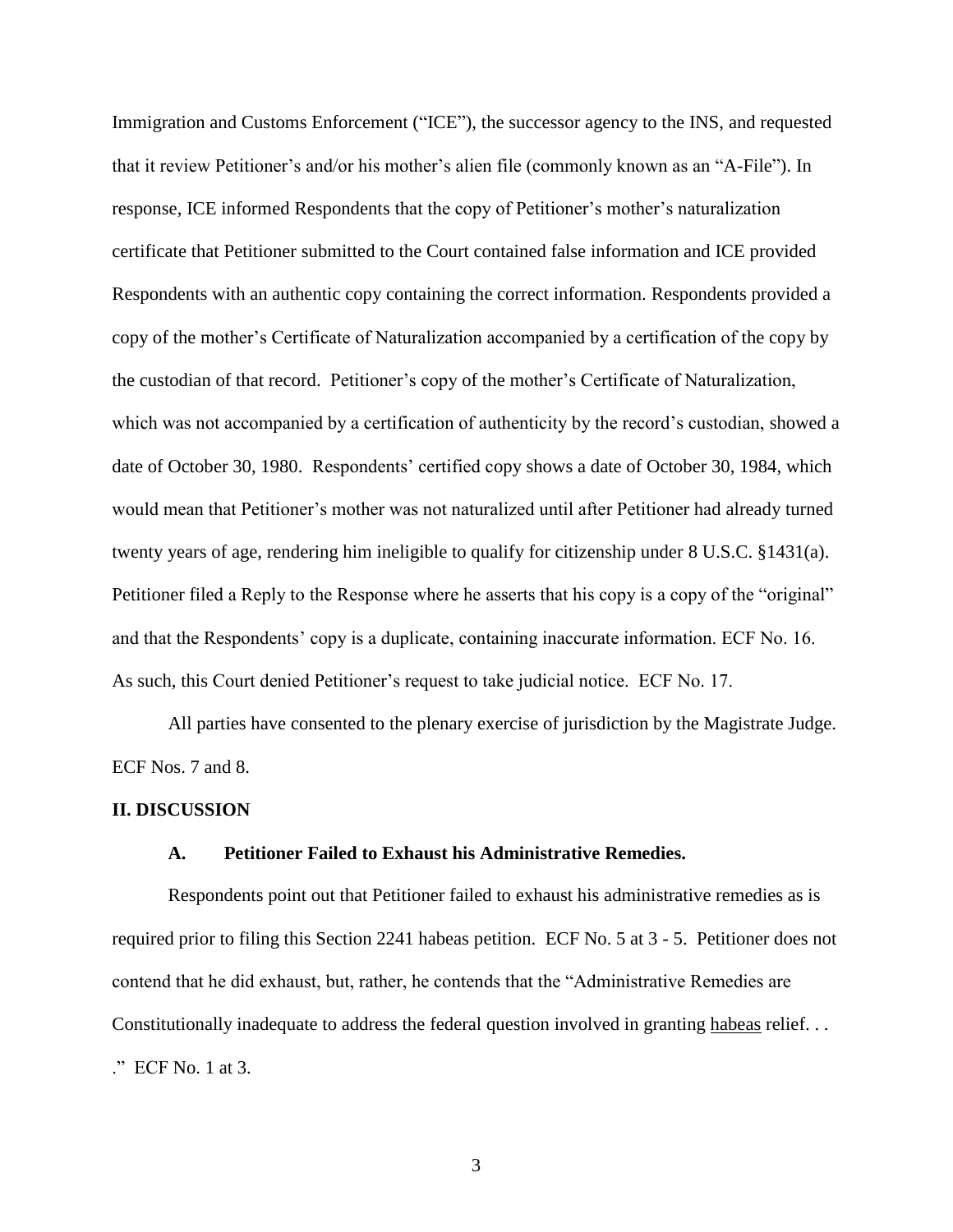Immigration and Customs Enforcement ("ICE"), the successor agency to the INS, and requested that it review Petitioner's and/or his mother's alien file (commonly known as an "A-File"). In response, ICE informed Respondents that the copy of Petitioner's mother's naturalization certificate that Petitioner submitted to the Court contained false information and ICE provided Respondents with an authentic copy containing the correct information. Respondents provided a copy of the mother's Certificate of Naturalization accompanied by a certification of the copy by the custodian of that record. Petitioner's copy of the mother's Certificate of Naturalization, which was not accompanied by a certification of authenticity by the record's custodian, showed a date of October 30, 1980. Respondents' certified copy shows a date of October 30, 1984, which would mean that Petitioner's mother was not naturalized until after Petitioner had already turned twenty years of age, rendering him ineligible to qualify for citizenship under 8 U.S.C. §1431(a). Petitioner filed a Reply to the Response where he asserts that his copy is a copy of the "original" and that the Respondents' copy is a duplicate, containing inaccurate information. ECF No. 16. As such, this Court denied Petitioner's request to take judicial notice. ECF No. 17.

All parties have consented to the plenary exercise of jurisdiction by the Magistrate Judge. ECF Nos. 7 and 8.

## II. DISCUSSION

### A. Petitioner Failed to Exhaust his Administrative Remedies.

Respondents point out that Petitioner failed to exhaust his administrative remedies as is required prior to filing this Section 2241 habeas petition. ECF No. 5 at 3 - 5. Petitioner does not contend that he did exhaust, but, rather, he contends that the "Administrative Remedies are Constitutionally inadequate to address the federal question involved in granting habeas relief. . . ." ECF No. 1 at 3.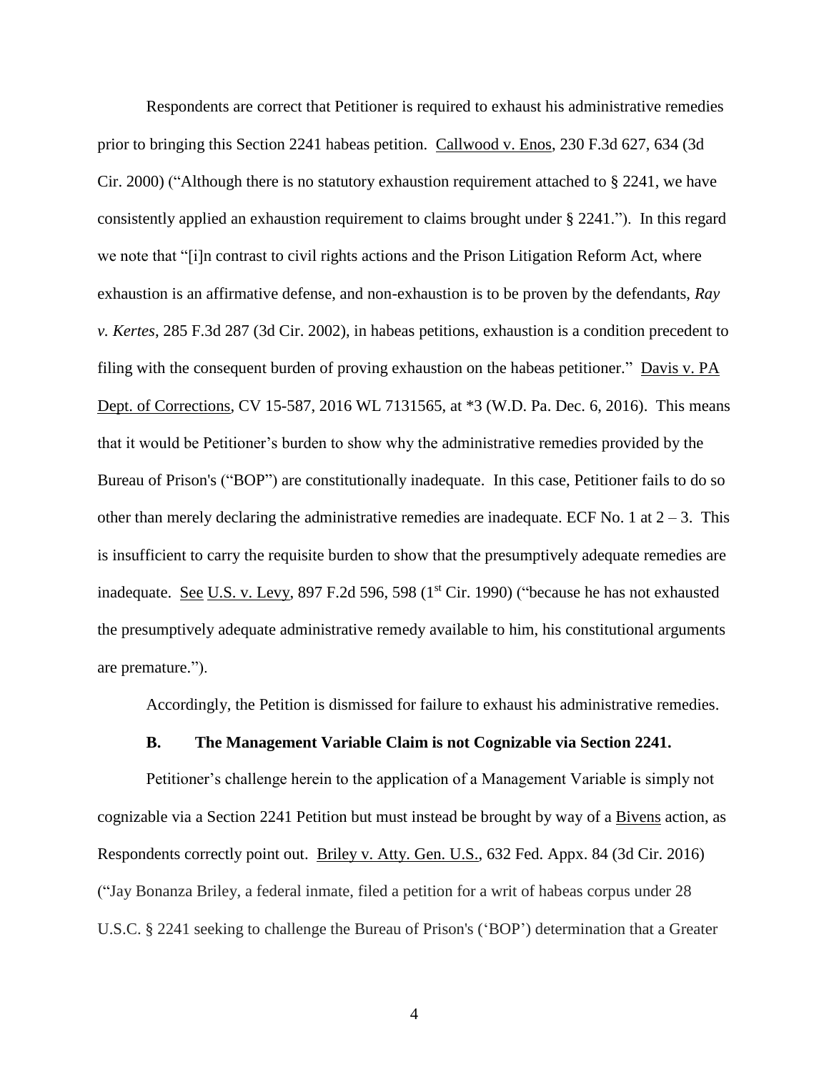Respondents are correct that Petitioner is required to exhaust his administrative remedies prior to bringing this Section 2241 habeas petition. Callwood v. Enos, 230 F.3d 627, 634 (3d Cir. 2000) ("Although there is no statutory exhaustion requirement attached to § 2241, we have consistently applied an exhaustion requirement to claims brought under § 2241."). In this regard we note that "[i]n contrast to civil rights actions and the Prison Litigation Reform Act, where exhaustion is an affirmative defense, and non-exhaustion is to be proven by the defendants, *Ray v. Kertes*, 285 F.3d 287 (3d Cir. 2002), in habeas petitions, exhaustion is a condition precedent to filing with the consequent burden of proving exhaustion on the habeas petitioner." Davis v. PA Dept. of Corrections, CV 15-587, 2016 WL 7131565, at *3 (W.D. Pa. Dec. 6, 2016). This means that it would be Petitioner's burden to show why the administrative remedies provided by the Bureau of Prison's ("BOP") are constitutionally inadequate. In this case, Petitioner fails to do so other than merely declaring the administrative remedies are inadequate. ECF No. 1 at 2 – 3. This is insufficient to carry the requisite burden to show that the presumptively adequate remedies are inadequate. See U.S. v. Levy, 897 F.2d 596, 598 (1st Cir. 1990) ("because he has not exhausted the presumptively adequate administrative remedy available to him, his constitutional arguments are premature.").

Accordingly, the Petition is dismissed for failure to exhaust his administrative remedies.

### B. The Management Variable Claim is not Cognizable via Section 2241.

Petitioner's challenge herein to the application of a Management Variable is simply not cognizable via a Section 2241 Petition but must instead be brought by way of a Bivens action, as Respondents correctly point out. Briley v. Atty. Gen. U.S., 632 Fed. Appx. 84 (3d Cir. 2016) ("Jay Bonanza Briley, a federal inmate, filed a petition for a writ of habeas corpus under 28 U.S.C. § 2241 seeking to challenge the Bureau of Prison's ('BOP') determination that a Greater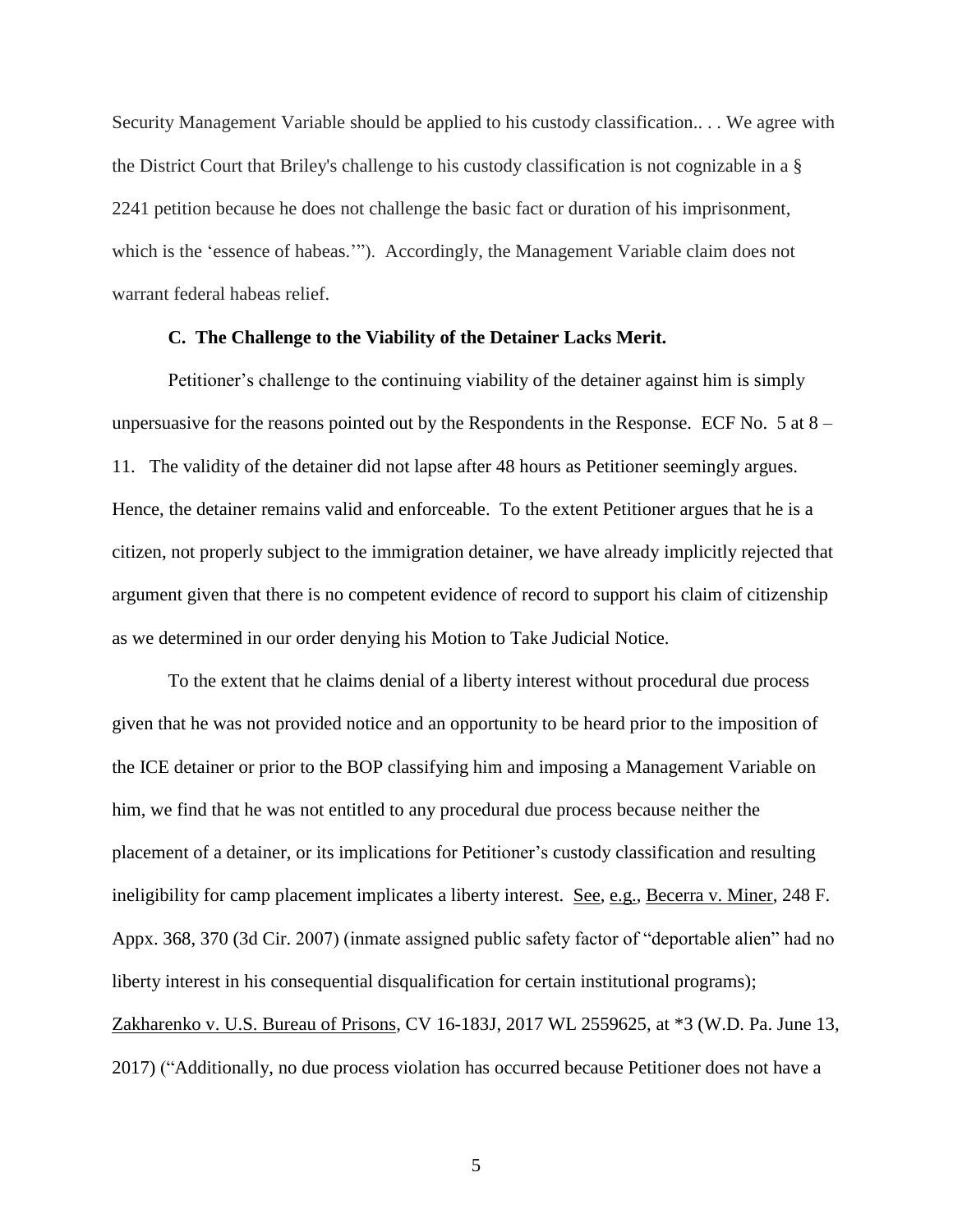Security Management Variable should be applied to his custody classification.. . . We agree with the District Court that Briley's challenge to his custody classification is not cognizable in a § 2241 petition because he does not challenge the basic fact or duration of his imprisonment, which is the 'essence of habeas.'"). Accordingly, the Management Variable claim does not warrant federal habeas relief.

### C. The Challenge to the Viability of the Detainer Lacks Merit.

Petitioner's challenge to the continuing viability of the detainer against him is simply unpersuasive for the reasons pointed out by the Respondents in the Response. ECF No. 5 at 8 – 11. The validity of the detainer did not lapse after 48 hours as Petitioner seemingly argues. Hence, the detainer remains valid and enforceable. To the extent Petitioner argues that he is a citizen, not properly subject to the immigration detainer, we have already implicitly rejected that argument given that there is no competent evidence of record to support his claim of citizenship as we determined in our order denying his Motion to Take Judicial Notice.

To the extent that he claims denial of a liberty interest without procedural due process given that he was not provided notice and an opportunity to be heard prior to the imposition of the ICE detainer or prior to the BOP classifying him and imposing a Management Variable on him, we find that he was not entitled to any procedural due process because neither the placement of a detainer, or its implications for Petitioner's custody classification and resulting ineligibility for camp placement implicates a liberty interest. See, e.g., Becerra v. Miner, 248 F. Appx. 368, 370 (3d Cir. 2007) (inmate assigned public safety factor of "deportable alien" had no liberty interest in his consequential disqualification for certain institutional programs); Zakharenko v. U.S. Bureau of Prisons, CV 16-183J, 2017 WL 2559625, at *3 (W.D. Pa. June 13, 2017) ("Additionally, no due process violation has occurred because Petitioner does not have a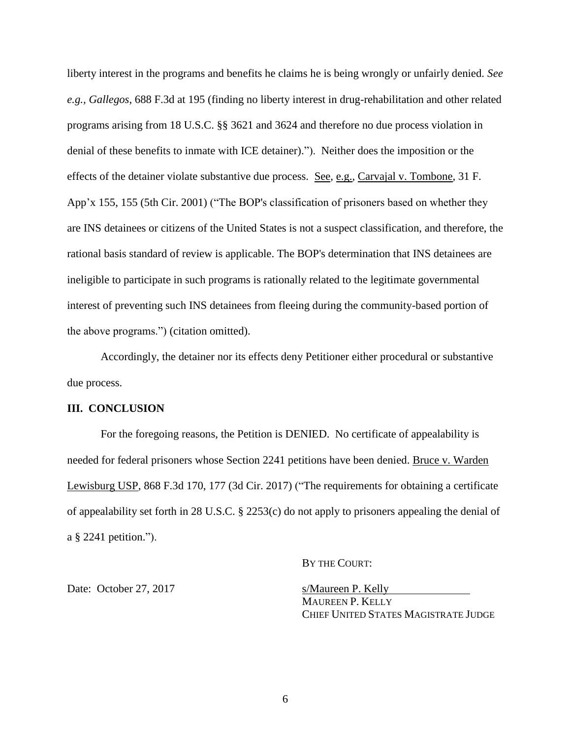liberty interest in the programs and benefits he claims he is being wrongly or unfairly denied. *See e.g.*, *Gallegos*, 688 F.3d at 195 (finding no liberty interest in drug-rehabilitation and other related programs arising from 18 U.S.C. §§ 3621 and 3624 and therefore no due process violation in denial of these benefits to inmate with ICE detainer)."). Neither does the imposition or the effects of the detainer violate substantive due process. See, e.g., Carvajal v. Tombone, 31 F. App'x 155, 155 (5th Cir. 2001) ("The BOP's classification of prisoners based on whether they are INS detainees or citizens of the United States is not a suspect classification, and therefore, the rational basis standard of review is applicable. The BOP's determination that INS detainees are ineligible to participate in such programs is rationally related to the legitimate governmental interest of preventing such INS detainees from fleeing during the community-based portion of the above programs.") (citation omitted).

Accordingly, the detainer nor its effects deny Petitioner either procedural or substantive due process.

## III. CONCLUSION

For the foregoing reasons, the Petition is DENIED. No certificate of appealability is needed for federal prisoners whose Section 2241 petitions have been denied. Bruce v. Warden Lewisburg USP, 868 F.3d 170, 177 (3d Cir. 2017) ("The requirements for obtaining a certificate of appealability set forth in 28 U.S.C. § 2253(c) do not apply to prisoners appealing the denial of a § 2241 petition.").

BY THE COURT:

Date: October 27, 2017

s/Maureen P. Kelly
MAUREEN P. KELLY
CHIEF UNITED STATES MAGISTRATE JUDGE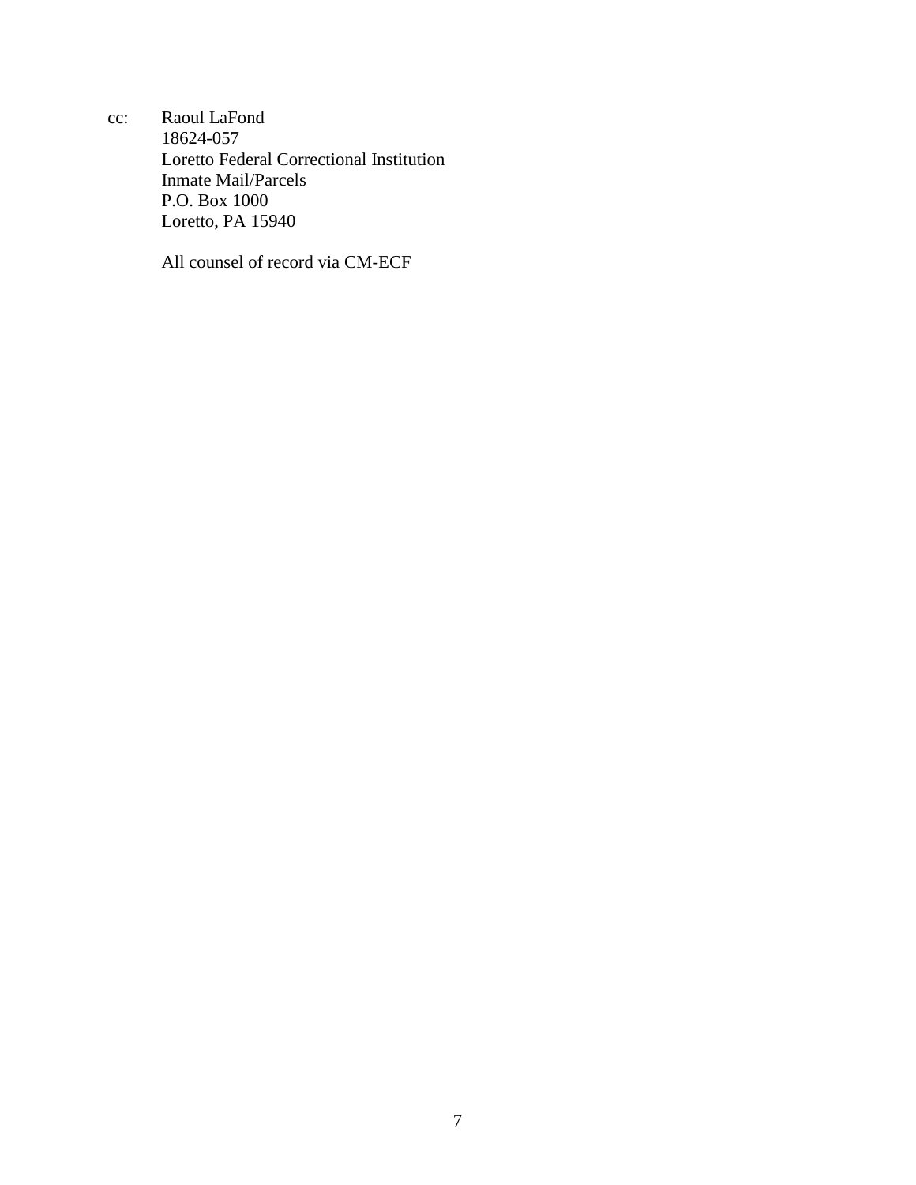cc: Raoul LaFond
18624-057
Loretto Federal Correctional Institution
Inmate Mail/Parcels
P.O. Box 1000
Loretto, PA 15940

All counsel of record via CM-ECF